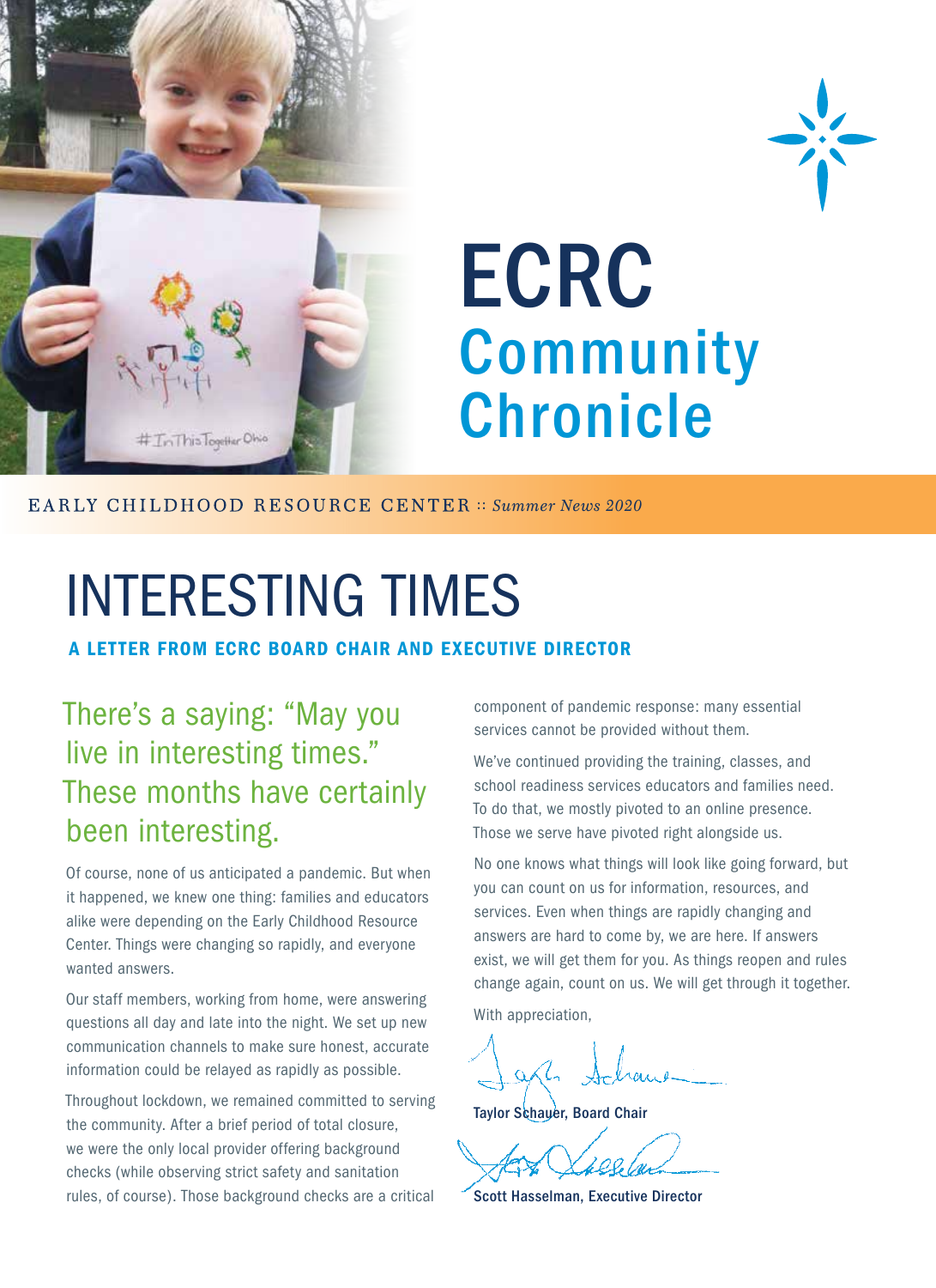# ECRC Community Chronicle

EARLY CHILDHOOD RESOURCE CENTER :: *Summer News 2020*

# INTERESTING TIMES

**A LETTER FROM ECRC BOARD CHAIR AND EXECUTIVE DIRECTOR**

There's a saying: "May you live in interesting times." These months have certainly been interesting.

Of course, none of us anticipated a pandemic. But when it happened, we knew one thing: families and educators alike were depending on the Early Childhood Resource Center. Things were changing so rapidly, and everyone wanted answers.

Our staff members, working from home, were answering questions all day and late into the night. We set up new communication channels to make sure honest, accurate information could be relayed as rapidly as possible.

Throughout lockdown, we remained committed to serving the community. After a brief period of total closure, we were the only local provider offering background checks (while observing strict safety and sanitation rules, of course). Those background checks are a critical component of pandemic response: many essential services cannot be provided without them.

We've continued providing the training, classes, and school readiness services educators and families need. To do that, we mostly pivoted to an online presence. Those we serve have pivoted right alongside us.

No one knows what things will look like going forward, but you can count on us for information, resources, and services. Even when things are rapidly changing and answers are hard to come by, we are here. If answers exist, we will get them for you. As things reopen and rules change again, count on us. We will get through it together.

With appreciation,

Taylor Schauer, Board Chair

Scott Hasselman, Executive Director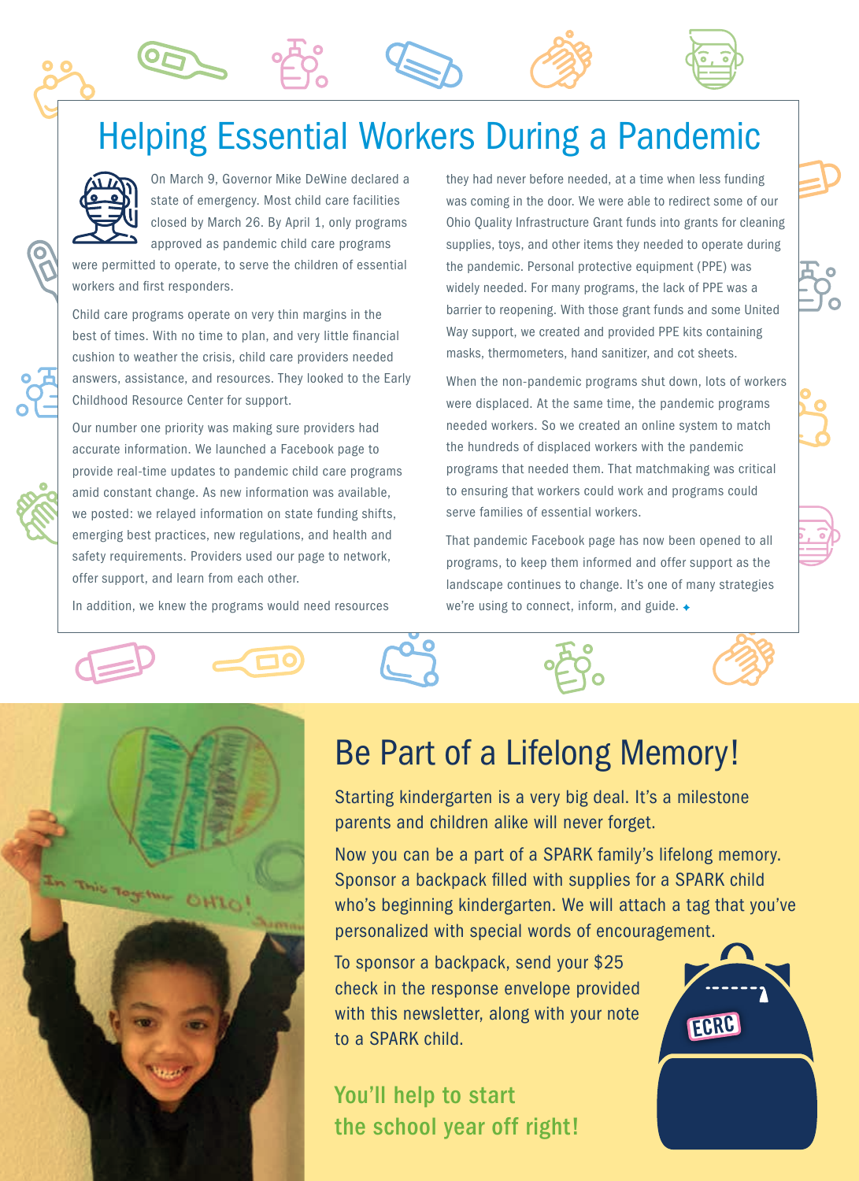# Helping Essential Workers During a Pandemic

On March 9, Governor Mike DeWine declared a state of emergency. Most child care facilities closed by March 26. By April 1, only programs approved as pandemic child care programs were permitted to operate, to serve the children of essential workers and first responders.

Child care programs operate on very thin margins in the best of times. With no time to plan, and very little financial cushion to weather the crisis, child care providers needed answers, assistance, and resources. They looked to the Early Childhood Resource Center for support.

Our number one priority was making sure providers had accurate information. We launched a Facebook page to provide real-time updates to pandemic child care programs amid constant change. As new information was available, we posted: we relayed information on state funding shifts, emerging best practices, new regulations, and health and safety requirements. Providers used our page to network, offer support, and learn from each other.

In addition, we knew the programs would need resources they had never before needed, at a time when less funding was coming in the door. We were able to redirect some of our Ohio Quality Infrastructure Grant funds into grants for cleaning supplies, toys, and other items they needed to operate during the pandemic. Personal protective equipment (PPE) was widely needed. For many programs, the lack of PPE was a barrier to reopening. With those grant funds and some United Way support, we created and provided PPE kits containing masks, thermometers, hand sanitizer, and cot sheets.

When the non-pandemic programs shut down, lots of workers were displaced. At the same time, the pandemic programs needed workers. So we created an online system to match the hundreds of displaced workers with the pandemic programs that needed them. That matchmaking was critical to ensuring that workers could work and programs could serve families of essential workers.

That pandemic Facebook page has now been opened to all programs, to keep them informed and offer support as the landscape continues to change. It's one of many strategies we're using to connect, inform, and guide. ✦

## Be Part of a Lifelong Memory!

Starting kindergarten is a very big deal. It's a milestone parents and children alike will never forget.

Now you can be a part of a SPARK family's lifelong memory. Sponsor a backpack filled with supplies for a SPARK child who's beginning kindergarten. We will attach a tag that you've personalized with special words of encouragement.

To sponsor a backpack, send your $25 check in the response envelope provided with this newsletter, along with your note to a SPARK child.

**You'll help to start the school year off right!**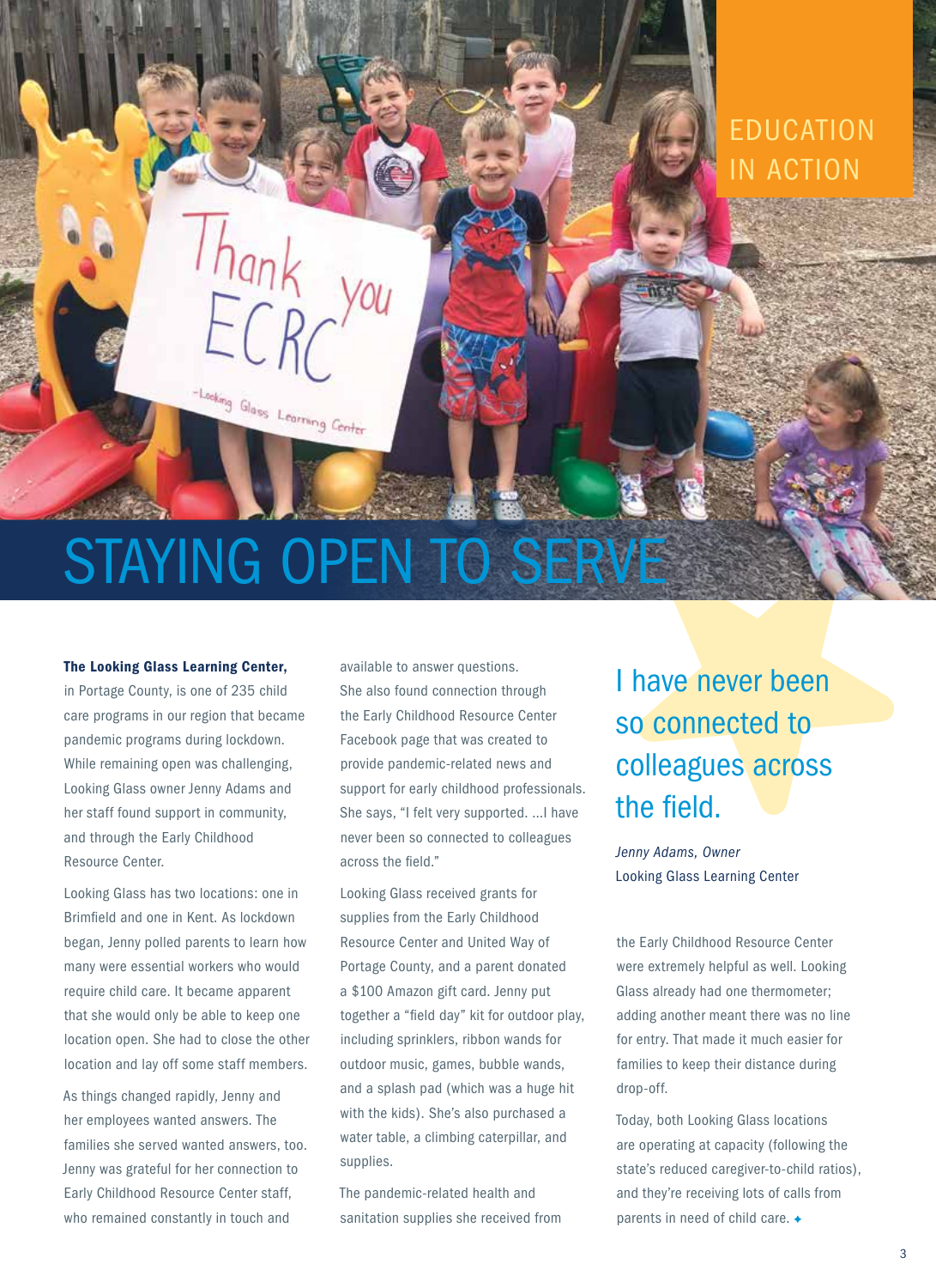EDUCATION IN ACTION

# STAYING OPEN TO SERVE

**The Looking Glass Learning Center,** in Portage County, is one of 235 child care programs in our region that became pandemic programs during lockdown. While remaining open was challenging, Looking Glass owner Jenny Adams and her staff found support in community, and through the Early Childhood Resource Center.

Looking Glass has two locations: one in Brimfield and one in Kent. As lockdown began, Jenny polled parents to learn how many were essential workers who would require child care. It became apparent that she would only be able to keep one location open. She had to close the other location and lay off some staff members.

As things changed rapidly, Jenny and her employees wanted answers. The families she served wanted answers, too. Jenny was grateful for her connection to Early Childhood Resource Center staff, who remained constantly in touch and available to answer questions. She also found connection through the Early Childhood Resource Center Facebook page that was created to provide pandemic-related news and support for early childhood professionals. She says, "I felt very supported. ...I have never been so connected to colleagues across the field."

Looking Glass received grants for supplies from the Early Childhood Resource Center and United Way of Portage County, and a parent donated a $100 Amazon gift card. Jenny put together a "field day" kit for outdoor play, including sprinklers, ribbon wands for outdoor music, games, bubble wands, and a splash pad (which was a huge hit with the kids). She's also purchased a water table, a climbing caterpillar, and supplies.

The pandemic-related health and sanitation supplies she received from the Early Childhood Resource Center were extremely helpful as well. Looking Glass already had one thermometer; adding another meant there was no line for entry. That made it much easier for families to keep their distance during drop-off.

Today, both Looking Glass locations are operating at capacity (following the state's reduced caregiver-to-child ratios), and they're receiving lots of calls from parents in need of child care.

> I have never been so connected to colleagues across the field.
>
> *Jenny Adams, Owner*
> Looking Glass Learning Center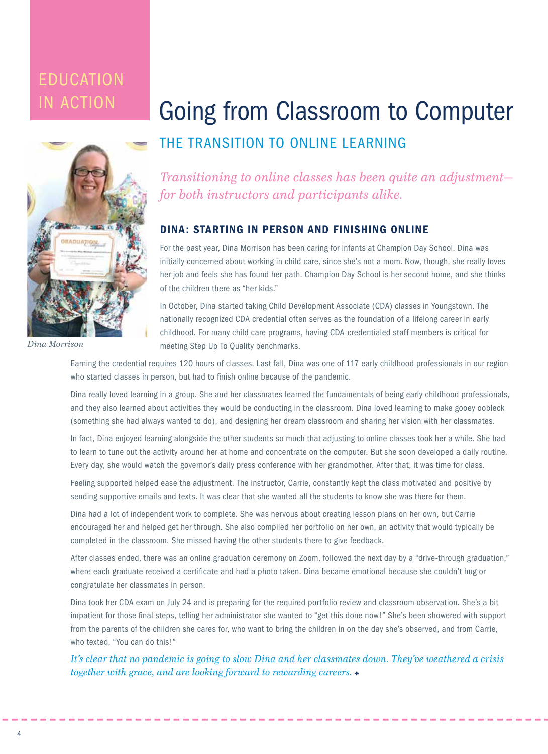EDUCATION IN ACTION

# Going from Classroom to Computer

## THE TRANSITION TO ONLINE LEARNING

*Transitioning to online classes has been quite an adjustment—for both instructors and participants alike.*

### DINA: STARTING IN PERSON AND FINISHING ONLINE

*Dina Morrison*

For the past year, Dina Morrison has been caring for infants at Champion Day School. Dina was initially concerned about working in child care, since she's not a mom. Now, though, she really loves her job and feels she has found her path. Champion Day School is her second home, and she thinks of the children there as "her kids."

In October, Dina started taking Child Development Associate (CDA) classes in Youngstown. The nationally recognized CDA credential often serves as the foundation of a lifelong career in early childhood. For many child care programs, having CDA-credentialed staff members is critical for meeting Step Up To Quality benchmarks.

Earning the credential requires 120 hours of classes. Last fall, Dina was one of 117 early childhood professionals in our region who started classes in person, but had to finish online because of the pandemic.

Dina really loved learning in a group. She and her classmates learned the fundamentals of being early childhood professionals, and they also learned about activities they would be conducting in the classroom. Dina loved learning to make gooey oobleck (something she had always wanted to do), and designing her dream classroom and sharing her vision with her classmates.

In fact, Dina enjoyed learning alongside the other students so much that adjusting to online classes took her a while. She had to learn to tune out the activity around her at home and concentrate on the computer. But she soon developed a daily routine. Every day, she would watch the governor's daily press conference with her grandmother. After that, it was time for class.

Feeling supported helped ease the adjustment. The instructor, Carrie, constantly kept the class motivated and positive by sending supportive emails and texts. It was clear that she wanted all the students to know she was there for them.

Dina had a lot of independent work to complete. She was nervous about creating lesson plans on her own, but Carrie encouraged her and helped get her through. She also compiled her portfolio on her own, an activity that would typically be completed in the classroom. She missed having the other students there to give feedback.

After classes ended, there was an online graduation ceremony on Zoom, followed the next day by a "drive-through graduation," where each graduate received a certificate and had a photo taken. Dina became emotional because she couldn't hug or congratulate her classmates in person.

Dina took her CDA exam on July 24 and is preparing for the required portfolio review and classroom observation. She's a bit impatient for those final steps, telling her administrator she wanted to "get this done now!" She's been showered with support from the parents of the children she cares for, who want to bring the children in on the day she's observed, and from Carrie, who texted, "You can do this!"

*It's clear that no pandemic is going to slow Dina and her classmates down. They've weathered a crisis together with grace, and are looking forward to rewarding careers.* ✦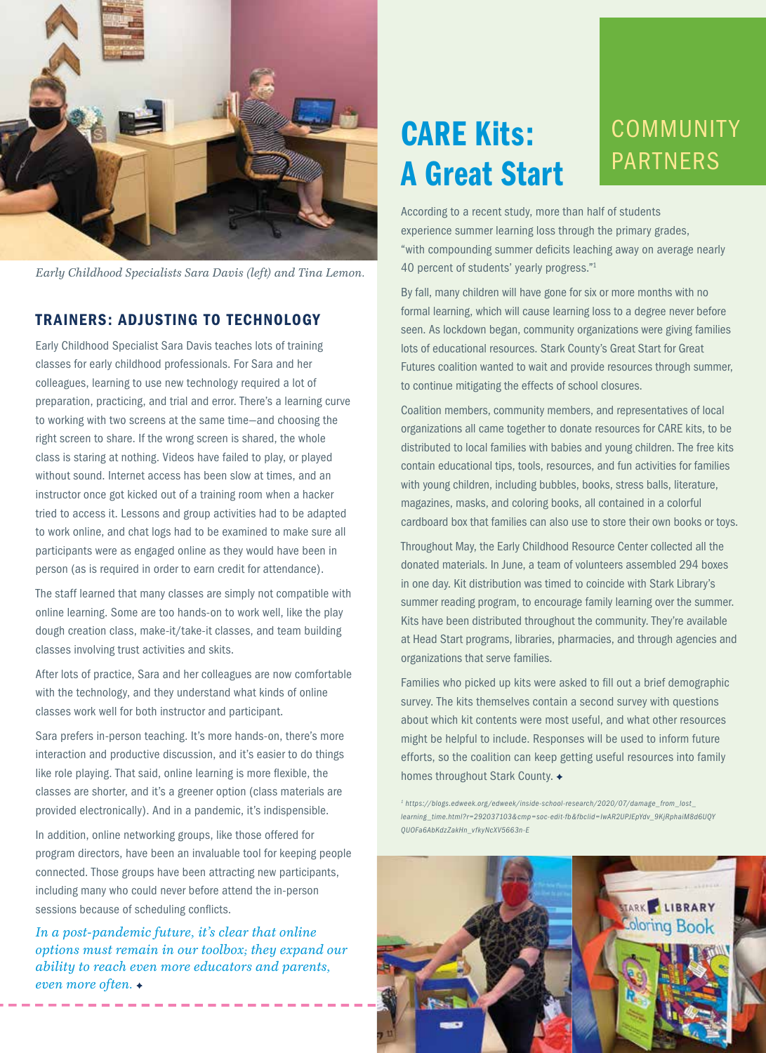*Early Childhood Specialists Sara Davis (left) and Tina Lemon.*

## TRAINERS: ADJUSTING TO TECHNOLOGY

Early Childhood Specialist Sara Davis teaches lots of training classes for early childhood professionals. For Sara and her colleagues, learning to use new technology required a lot of preparation, practicing, and trial and error. There's a learning curve to working with two screens at the same time—and choosing the right screen to share. If the wrong screen is shared, the whole class is staring at nothing. Videos have failed to play, or played without sound. Internet access has been slow at times, and an instructor once got kicked out of a training room when a hacker tried to access it. Lessons and group activities had to be adapted to work online, and chat logs had to be examined to make sure all participants were as engaged online as they would have been in person (as is required in order to earn credit for attendance).

The staff learned that many classes are simply not compatible with online learning. Some are too hands-on to work well, like the play dough creation class, make-it/take-it classes, and team building classes involving trust activities and skits.

After lots of practice, Sara and her colleagues are now comfortable with the technology, and they understand what kinds of online classes work well for both instructor and participant.

Sara prefers in-person teaching. It's more hands-on, there's more interaction and productive discussion, and it's easier to do things like role playing. That said, online learning is more flexible, the classes are shorter, and it's a greener option (class materials are provided electronically). And in a pandemic, it's indispensible.

In addition, online networking groups, like those offered for program directors, have been an invaluable tool for keeping people connected. Those groups have been attracting new participants, including many who could never before attend the in-person sessions because of scheduling conflicts.

*In a post-pandemic future, it's clear that online options must remain in our toolbox; they expand our ability to reach even more educators and parents, even more often.* ◆

# CARE Kits: A Great Start

## COMMUNITY PARTNERS

According to a recent study, more than half of students experience summer learning loss through the primary grades, "with compounding summer deficits leaching away on average nearly 40 percent of students' yearly progress."[1]

By fall, many children will have gone for six or more months with no formal learning, which will cause learning loss to a degree never before seen. As lockdown began, community organizations were giving families lots of educational resources. Stark County's Great Start for Great Futures coalition wanted to wait and provide resources through summer, to continue mitigating the effects of school closures.

Coalition members, community members, and representatives of local organizations all came together to donate resources for CARE kits, to be distributed to local families with babies and young children. The free kits contain educational tips, tools, resources, and fun activities for families with young children, including bubbles, books, stress balls, literature, magazines, masks, and coloring books, all contained in a colorful cardboard box that families can also use to store their own books or toys.

Throughout May, the Early Childhood Resource Center collected all the donated materials. In June, a team of volunteers assembled 294 boxes in one day. Kit distribution was timed to coincide with Stark Library's summer reading program, to encourage family learning over the summer. Kits have been distributed throughout the community. They're available at Head Start programs, libraries, pharmacies, and through agencies and organizations that serve families.

Families who picked up kits were asked to fill out a brief demographic survey. The kits themselves contain a second survey with questions about which kit contents were most useful, and what other resources might be helpful to include. Responses will be used to inform future efforts, so the coalition can keep getting useful resources into family homes throughout Stark County. ◆

[1] https://blogs.edweek.org/edweek/inside-school-research/2020/07/damage_from_lost_learning_time.html?r=292037103&cmp=soc-edit-fb&fbclid=IwAR2UPJEpYdv_9KjRphaiM8d6UQYQUOFa6AbKdzZakHn_vfkyNcXV5663n-E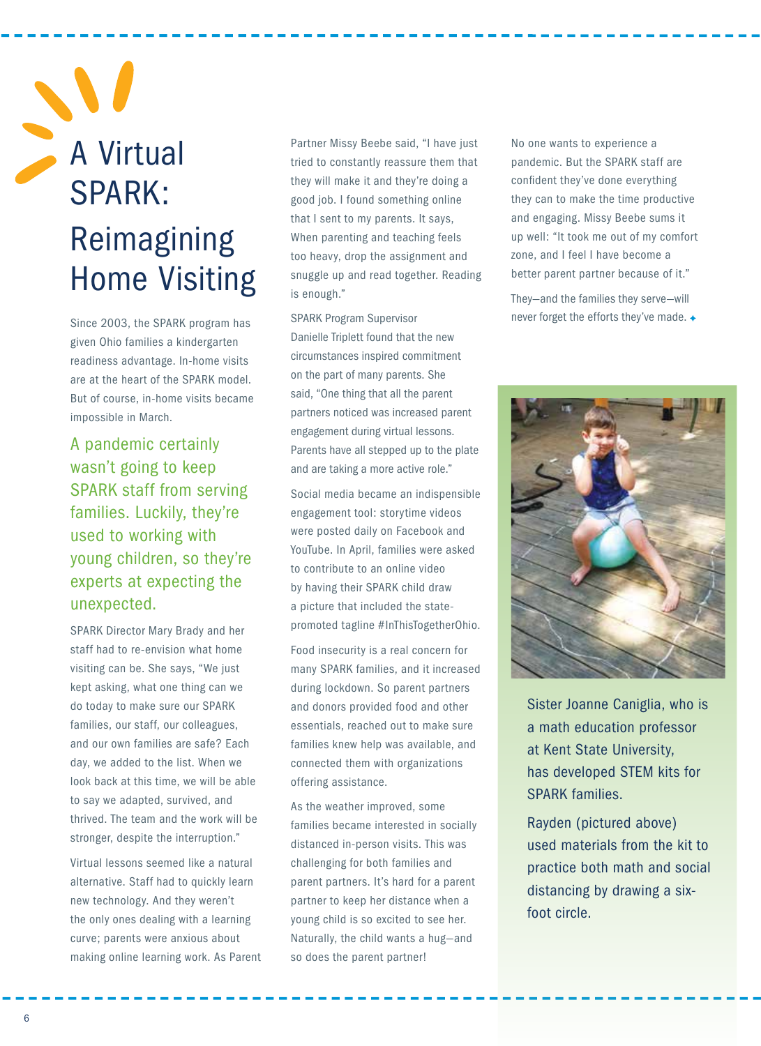# A Virtual SPARK: Reimagining Home Visiting

Since 2003, the SPARK program has given Ohio families a kindergarten readiness advantage. In-home visits are at the heart of the SPARK model. But of course, in-home visits became impossible in March.

A pandemic certainly wasn't going to keep SPARK staff from serving families. Luckily, they're used to working with young children, so they're experts at expecting the unexpected.

SPARK Director Mary Brady and her staff had to re-envision what home visiting can be. She says, "We just kept asking, what one thing can we do today to make sure our SPARK families, our staff, our colleagues, and our own families are safe? Each day, we added to the list. When we look back at this time, we will be able to say we adapted, survived, and thrived. The team and the work will be stronger, despite the interruption."

Virtual lessons seemed like a natural alternative. Staff had to quickly learn new technology. And they weren't the only ones dealing with a learning curve; parents were anxious about making online learning work. As Parent Partner Missy Beebe said, "I have just tried to constantly reassure them that they will make it and they're doing a good job. I found something online that I sent to my parents. It says, When parenting and teaching feels too heavy, drop the assignment and snuggle up and read together. Reading is enough."

SPARK Program Supervisor Danielle Triplett found that the new circumstances inspired commitment on the part of many parents. She said, "One thing that all the parent partners noticed was increased parent engagement during virtual lessons. Parents have all stepped up to the plate and are taking a more active role."

Social media became an indispensible engagement tool: storytime videos were posted daily on Facebook and YouTube. In April, families were asked to contribute to an online video by having their SPARK child draw a picture that included the state-promoted tagline #InThisTogetherOhio.

Food insecurity is a real concern for many SPARK families, and it increased during lockdown. So parent partners and donors provided food and other essentials, reached out to make sure families knew help was available, and connected them with organizations offering assistance.

As the weather improved, some families became interested in socially distanced in-person visits. This was challenging for both families and parent partners. It's hard for a parent partner to keep her distance when a young child is so excited to see her. Naturally, the child wants a hug—and so does the parent partner!

No one wants to experience a pandemic. But the SPARK staff are confident they've done everything they can to make the time productive and engaging. Missy Beebe sums it up well: "It took me out of my comfort zone, and I feel I have become a better parent partner because of it."

They—and the families they serve—will never forget the efforts they've made.

Sister Joanne Caniglia, who is a math education professor at Kent State University, has developed STEM kits for SPARK families.

Rayden (pictured above) used materials from the kit to practice both math and social distancing by drawing a six-foot circle.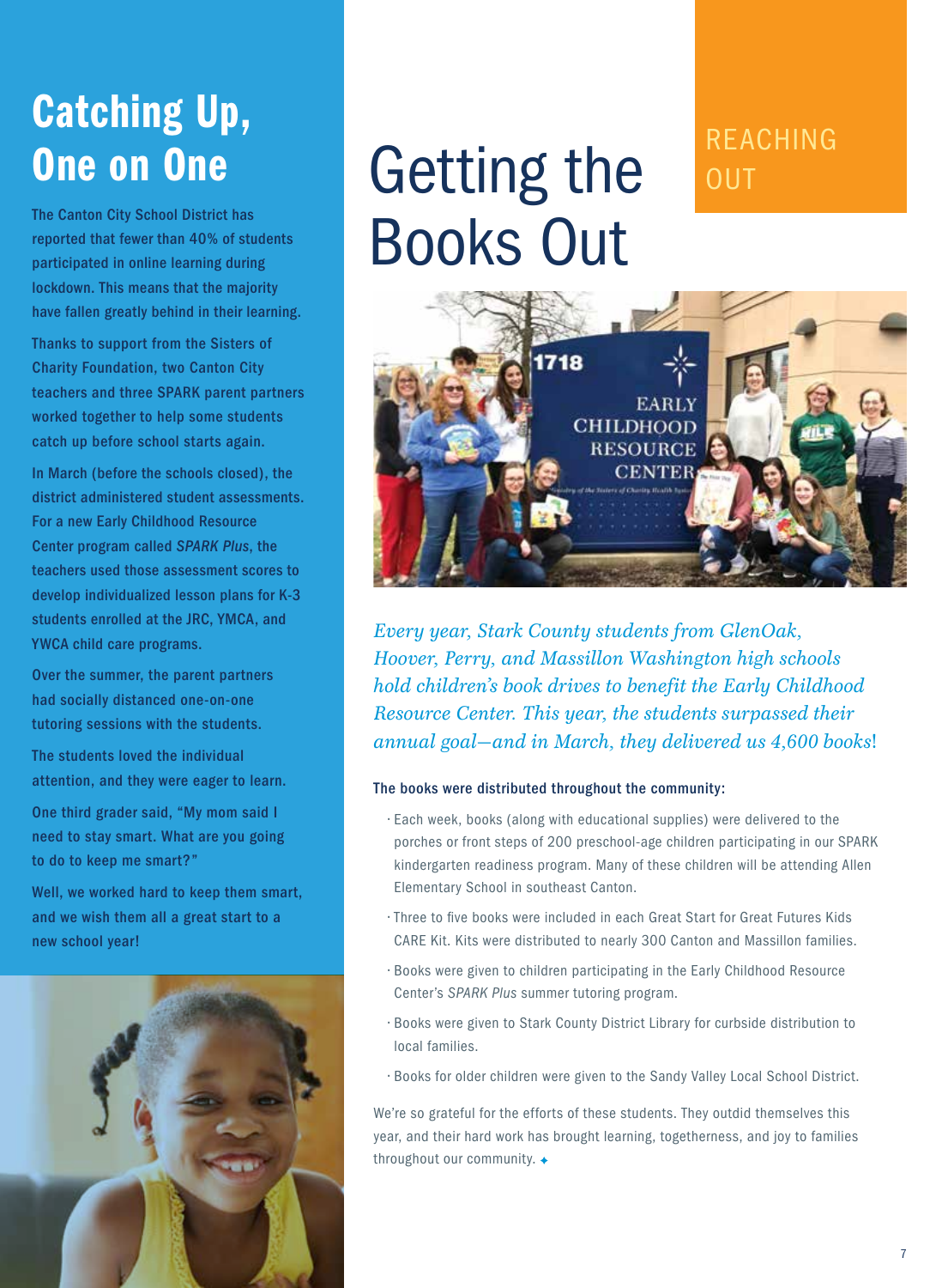## Catching Up, One on One

The Canton City School District has reported that fewer than 40% of students participated in online learning during lockdown. This means that the majority have fallen greatly behind in their learning.

Thanks to support from the Sisters of Charity Foundation, two Canton City teachers and three SPARK parent partners worked together to help some students catch up before school starts again.

In March (before the schools closed), the district administered student assessments. For a new Early Childhood Resource Center program called *SPARK Plus*, the teachers used those assessment scores to develop individualized lesson plans for K-3 students enrolled at the JRC, YMCA, and YWCA child care programs.

Over the summer, the parent partners had socially distanced one-on-one tutoring sessions with the students.

The students loved the individual attention, and they were eager to learn.

One third grader said, "My mom said I need to stay smart. What are you going to do to keep me smart?"

Well, we worked hard to keep them smart, and we wish them all a great start to a new school year!

REACHING OUT

# Getting the Books Out

*Every year, Stark County students from GlenOak, Hoover, Perry, and Massillon Washington high schools hold children's book drives to benefit the Early Childhood Resource Center. This year, the students surpassed their annual goal—and in March, they delivered us 4,600 books!*

**The books were distributed throughout the community:**

- Each week, books (along with educational supplies) were delivered to the porches or front steps of 200 preschool-age children participating in our SPARK kindergarten readiness program. Many of these children will be attending Allen Elementary School in southeast Canton.
- Three to five books were included in each Great Start for Great Futures Kids CARE Kit. Kits were distributed to nearly 300 Canton and Massillon families.
- Books were given to children participating in the Early Childhood Resource Center's *SPARK Plus* summer tutoring program.
- Books were given to Stark County District Library for curbside distribution to local families.
- Books for older children were given to the Sandy Valley Local School District.

We're so grateful for the efforts of these students. They outdid themselves this year, and their hard work has brought learning, togetherness, and joy to families throughout our community.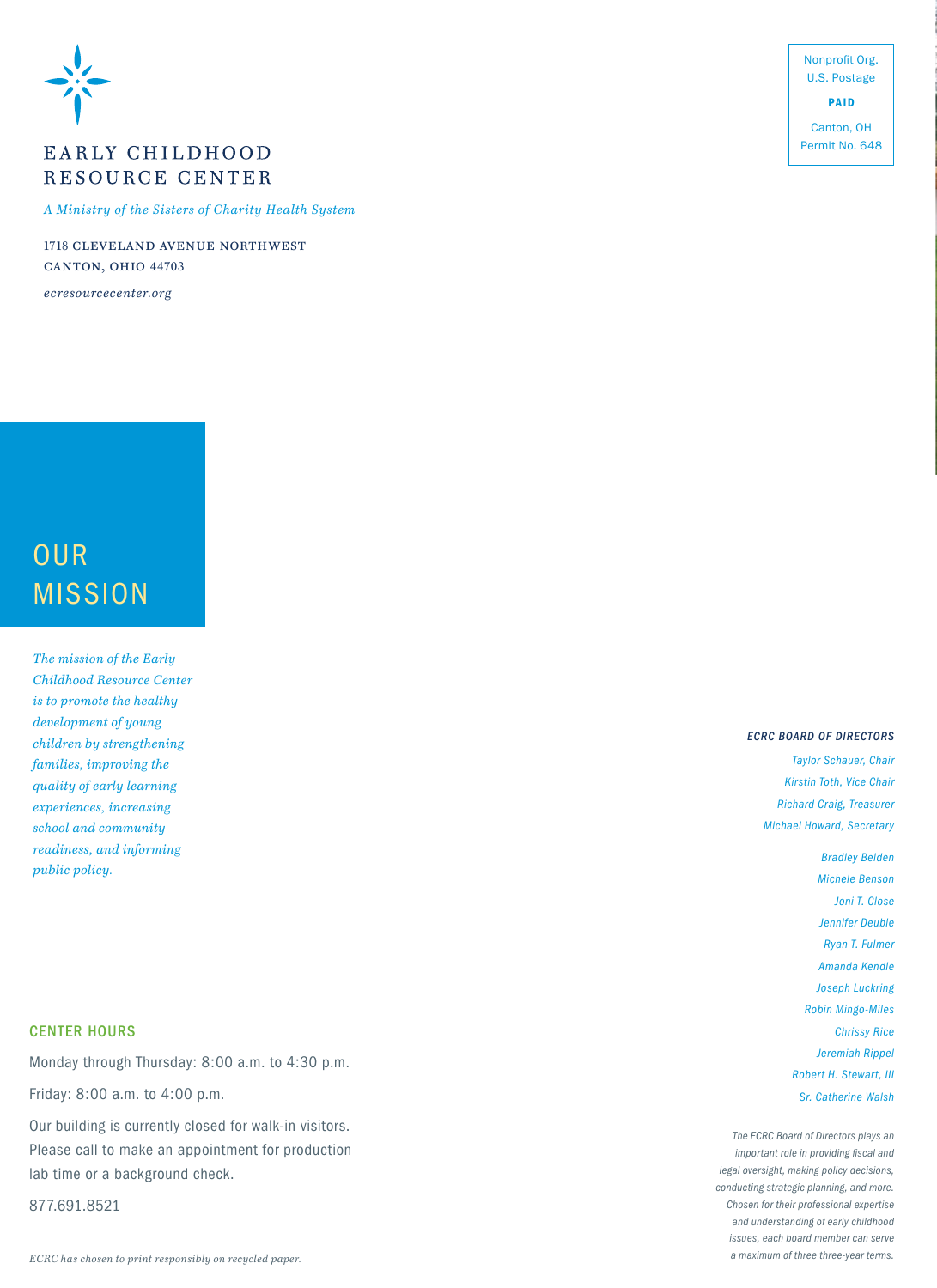EARLY CHILDHOOD
RESOURCE CENTER

*A Ministry of the Sisters of Charity Health System*

1718 CLEVELAND AVENUE NORTHWEST
CANTON, OHIO 44703

*ecresourcecenter.org*

Nonprofit Org.
U.S. Postage
**PAID**
Canton, OH
Permit No. 648

## OUR MISSION

*The mission of the Early Childhood Resource Center is to promote the healthy development of young children by strengthening families, improving the quality of early learning experiences, increasing school and community readiness, and informing public policy.*

### CENTER HOURS

Monday through Thursday: 8:00 a.m. to 4:30 p.m.

Friday: 8:00 a.m. to 4:00 p.m.

Our building is currently closed for walk-in visitors. Please call to make an appointment for production lab time or a background check.

877.691.8521

*ECRC has chosen to print responsibly on recycled paper.*

### *ECRC BOARD OF DIRECTORS*

*Taylor Schauer, Chair*
*Kirstin Toth, Vice Chair*
*Richard Craig, Treasurer*
*Michael Howard, Secretary*

*Bradley Belden*
*Michele Benson*
*Joni T. Close*
*Jennifer Deuble*
*Ryan T. Fulmer*
*Amanda Kendle*
*Joseph Luckring*
*Robin Mingo-Miles*
*Chrissy Rice*
*Jeremiah Rippel*
*Robert H. Stewart, III*
*Sr. Catherine Walsh*

*The ECRC Board of Directors plays an important role in providing fiscal and legal oversight, making policy decisions, conducting strategic planning, and more. Chosen for their professional expertise and understanding of early childhood issues, each board member can serve a maximum of three three-year terms.*